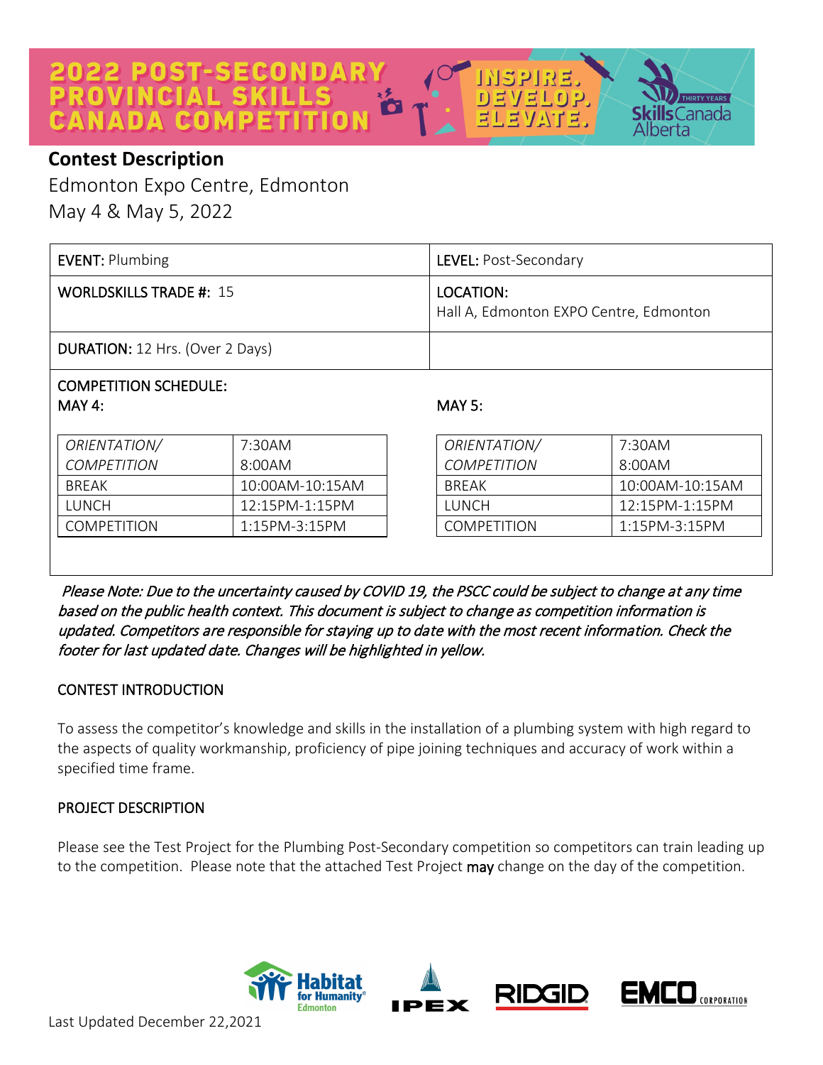# 2022 POST-SECONDARY PROVINCIAL SKILLS CANADA COMPETITION

INSPIRE. DEVELOP. ELEVATE.

## Contest Description

Edmonton Expo Centre, Edmonton

May 4 & May 5, 2022

| | |
|---|---|
| **EVENT:** Plumbing | **LEVEL:** Post-Secondary |
| **WORLDSKILLS TRADE #:** 15 | **LOCATION:** Hall A, Edmonton EXPO Centre, Edmonton |
| **DURATION:** 12 Hrs. (Over 2 Days) | |

**COMPETITION SCHEDULE:**

**MAY 4:**

| | |
|---|---|
| *ORIENTATION/* | 7:30AM |
| *COMPETITION* | 8:00AM |
| BREAK | 10:00AM-10:15AM |
| LUNCH | 12:15PM-1:15PM |
| COMPETITION | 1:15PM-3:15PM |

**MAY 5:**

| | |
|---|---|
| *ORIENTATION/* | 7:30AM |
| *COMPETITION* | 8:00AM |
| BREAK | 10:00AM-10:15AM |
| LUNCH | 12:15PM-1:15PM |
| COMPETITION | 1:15PM-3:15PM |

*Please Note: Due to the uncertainty caused by COVID 19, the PSCC could be subject to change at any time based on the public health context. This document is subject to change as competition information is updated. Competitors are responsible for staying up to date with the most recent information. Check the footer for last updated date. Changes will be highlighted in yellow.*

### CONTEST INTRODUCTION

To assess the competitor's knowledge and skills in the installation of a plumbing system with high regard to the aspects of quality workmanship, proficiency of pipe joining techniques and accuracy of work within a specified time frame.

### PROJECT DESCRIPTION

Please see the Test Project for the Plumbing Post-Secondary competition so competitors can train leading up to the competition. Please note that the attached Test Project **may** change on the day of the competition.

Last Updated December 22,2021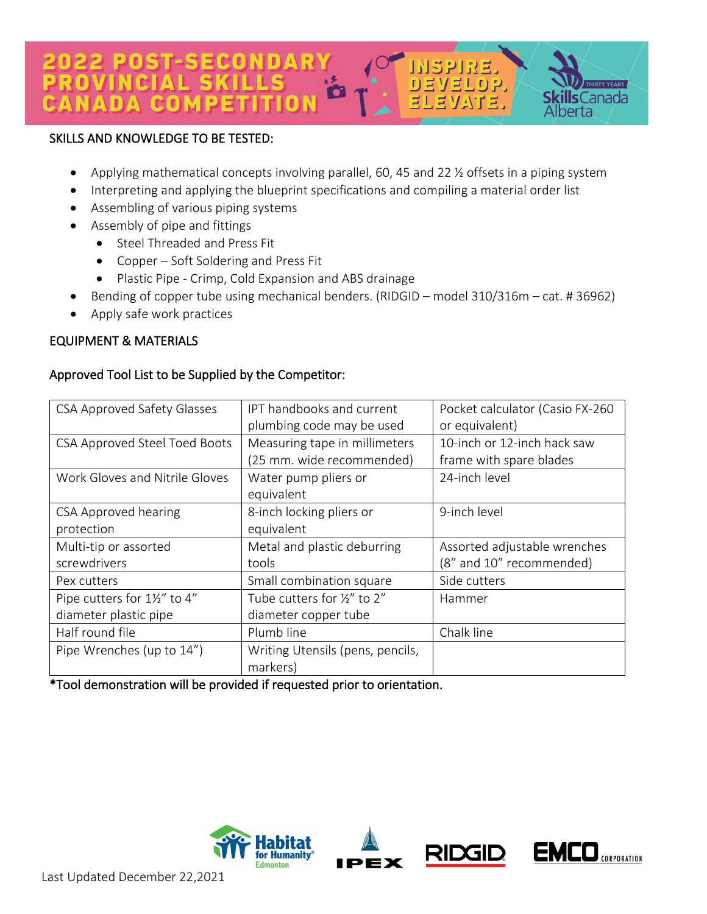## SKILLS AND KNOWLEDGE TO BE TESTED:

- Applying mathematical concepts involving parallel, 60, 45 and 22 ½ offsets in a piping system
- Interpreting and applying the blueprint specifications and compiling a material order list
- Assembling of various piping systems
- Assembly of pipe and fittings
  - Steel Threaded and Press Fit
  - Copper – Soft Soldering and Press Fit
  - Plastic Pipe - Crimp, Cold Expansion and ABS drainage
- Bending of copper tube using mechanical benders. (RIDGID – model 310/316m – cat. # 36962)
- Apply safe work practices

## EQUIPMENT & MATERIALS

### Approved Tool List to be Supplied by the Competitor:

| | | |
|---|---|---|
| CSA Approved Safety Glasses | IPT handbooks and current plumbing code may be used | Pocket calculator (Casio FX-260 or equivalent) |
| CSA Approved Steel Toed Boots | Measuring tape in millimeters (25 mm. wide recommended) | 10-inch or 12-inch hack saw frame with spare blades |
| Work Gloves and Nitrile Gloves | Water pump pliers or equivalent | 24-inch level |
| CSA Approved hearing protection | 8-inch locking pliers or equivalent | 9-inch level |
| Multi-tip or assorted screwdrivers | Metal and plastic deburring tools | Assorted adjustable wrenches (8" and 10" recommended) |
| Pex cutters | Small combination square | Side cutters |
| Pipe cutters for 1½" to 4" diameter plastic pipe | Tube cutters for ½" to 2" diameter copper tube | Hammer |
| Half round file | Plumb line | Chalk line |
| Pipe Wrenches (up to 14") | Writing Utensils (pens, pencils, markers) | |

*Tool demonstration will be provided if requested prior to orientation.

Last Updated December 22,2021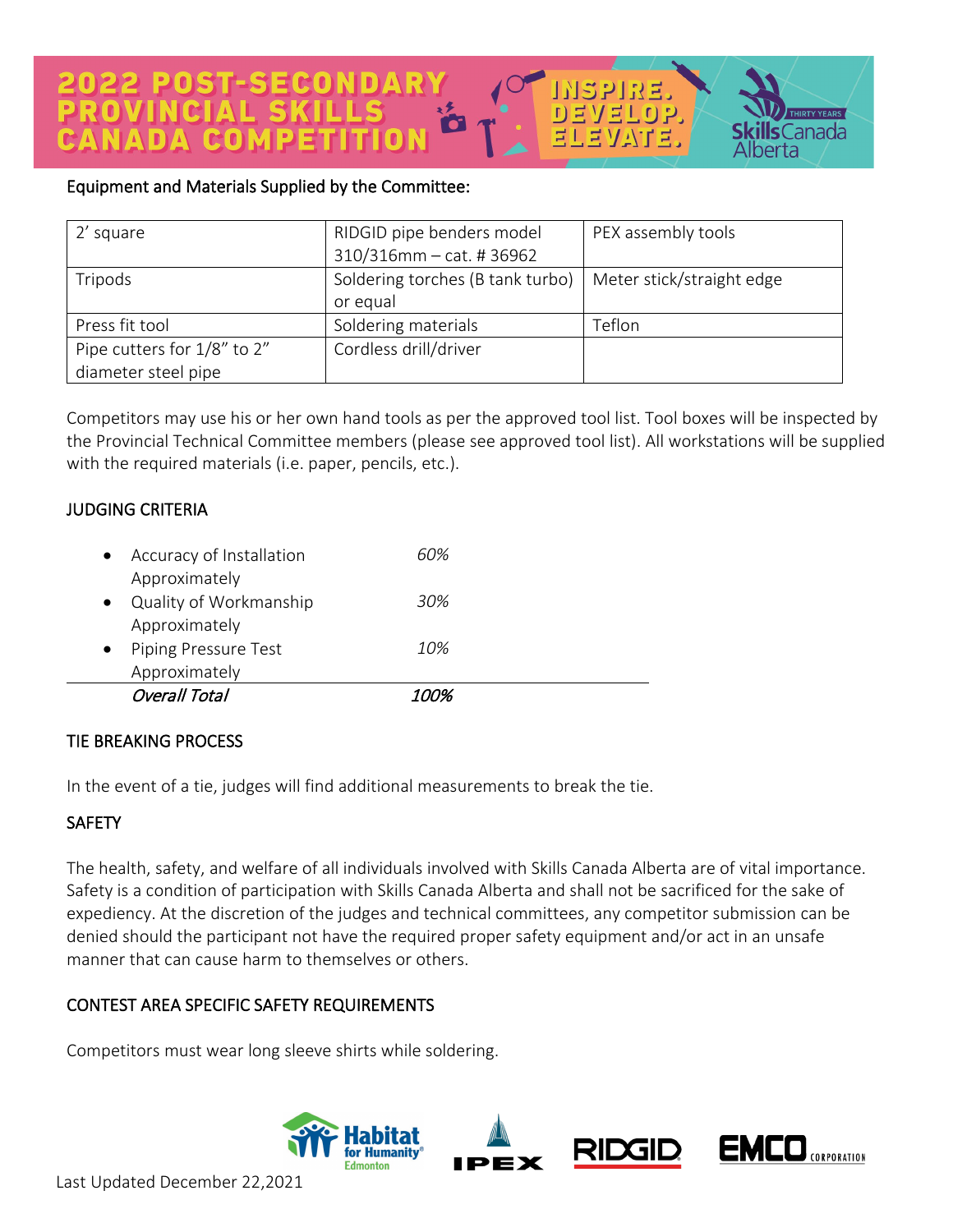Equipment and Materials Supplied by the Committee:

| 2' square | RIDGID pipe benders model 310/316mm – cat. # 36962 | PEX assembly tools |
|---|---|---|
| Tripods | Soldering torches (B tank turbo) or equal | Meter stick/straight edge |
| Press fit tool | Soldering materials | Teflon |
| Pipe cutters for 1/8" to 2" diameter steel pipe | Cordless drill/driver | |

Competitors may use his or her own hand tools as per the approved tool list. Tool boxes will be inspected by the Provincial Technical Committee members (please see approved tool list). All workstations will be supplied with the required materials (i.e. paper, pencils, etc.).

## JUDGING CRITERIA

| Criteria | Weight |
|---|---|
| • Accuracy of Installation Approximately | *60%* |
| • Quality of Workmanship Approximately | *30%* |
| • Piping Pressure Test Approximately | *10%* |
| *Overall Total* | *100%* |

## TIE BREAKING PROCESS

In the event of a tie, judges will find additional measurements to break the tie.

## SAFETY

The health, safety, and welfare of all individuals involved with Skills Canada Alberta are of vital importance. Safety is a condition of participation with Skills Canada Alberta and shall not be sacrificed for the sake of expediency. At the discretion of the judges and technical committees, any competitor submission can be denied should the participant not have the required proper safety equipment and/or act in an unsafe manner that can cause harm to themselves or others.

## CONTEST AREA SPECIFIC SAFETY REQUIREMENTS

Competitors must wear long sleeve shirts while soldering.

Last Updated December 22,2021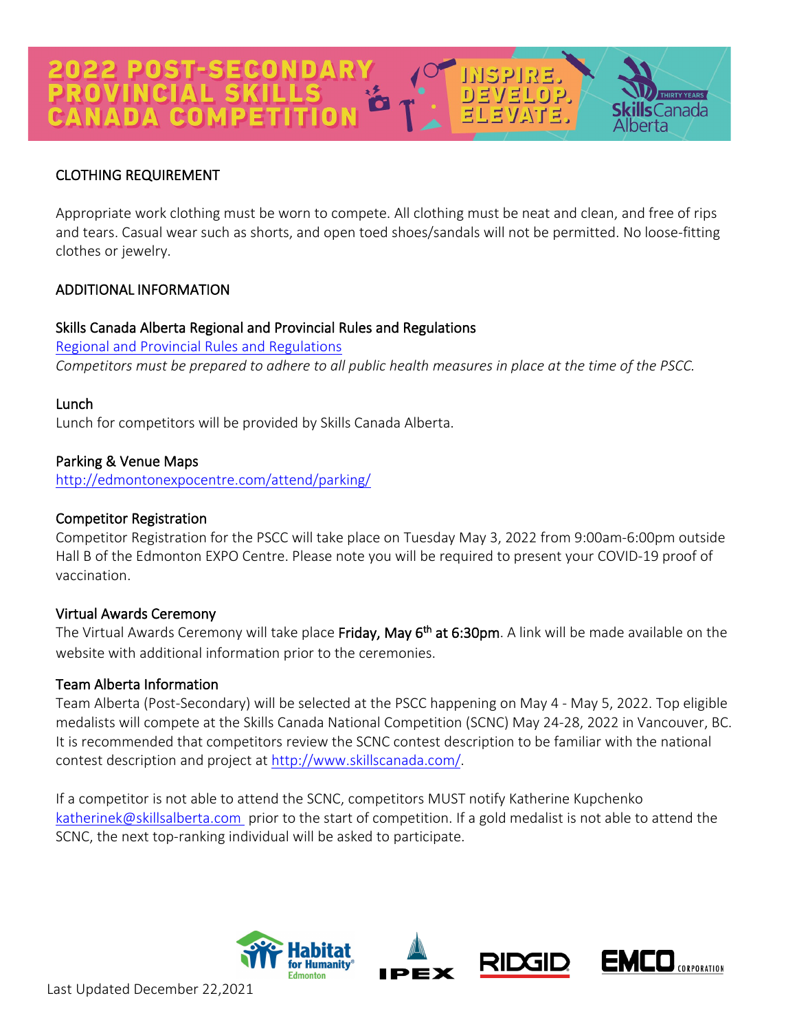## CLOTHING REQUIREMENT

Appropriate work clothing must be worn to compete. All clothing must be neat and clean, and free of rips and tears. Casual wear such as shorts, and open toed shoes/sandals will not be permitted. No loose-fitting clothes or jewelry.

## ADDITIONAL INFORMATION

### Skills Canada Alberta Regional and Provincial Rules and Regulations

[Regional and Provincial Rules and Regulations](Regional and Provincial Rules and Regulations)

*Competitors must be prepared to adhere to all public health measures in place at the time of the PSCC.*

### Lunch

Lunch for competitors will be provided by Skills Canada Alberta.

### Parking & Venue Maps

http://edmontonexpocentre.com/attend/parking/

### Competitor Registration

Competitor Registration for the PSCC will take place on Tuesday May 3, 2022 from 9:00am-6:00pm outside Hall B of the Edmonton EXPO Centre. Please note you will be required to present your COVID-19 proof of vaccination.

### Virtual Awards Ceremony

The Virtual Awards Ceremony will take place **Friday, May 6th at 6:30pm**. A link will be made available on the website with additional information prior to the ceremonies.

### Team Alberta Information

Team Alberta (Post-Secondary) will be selected at the PSCC happening on May 4 - May 5, 2022. Top eligible medalists will compete at the Skills Canada National Competition (SCNC) May 24-28, 2022 in Vancouver, BC. It is recommended that competitors review the SCNC contest description to be familiar with the national contest description and project at http://www.skillscanada.com/.

If a competitor is not able to attend the SCNC, competitors MUST notify Katherine Kupchenko katherinek@skillsalberta.com prior to the start of competition. If a gold medalist is not able to attend the SCNC, the next top-ranking individual will be asked to participate.

Last Updated December 22,2021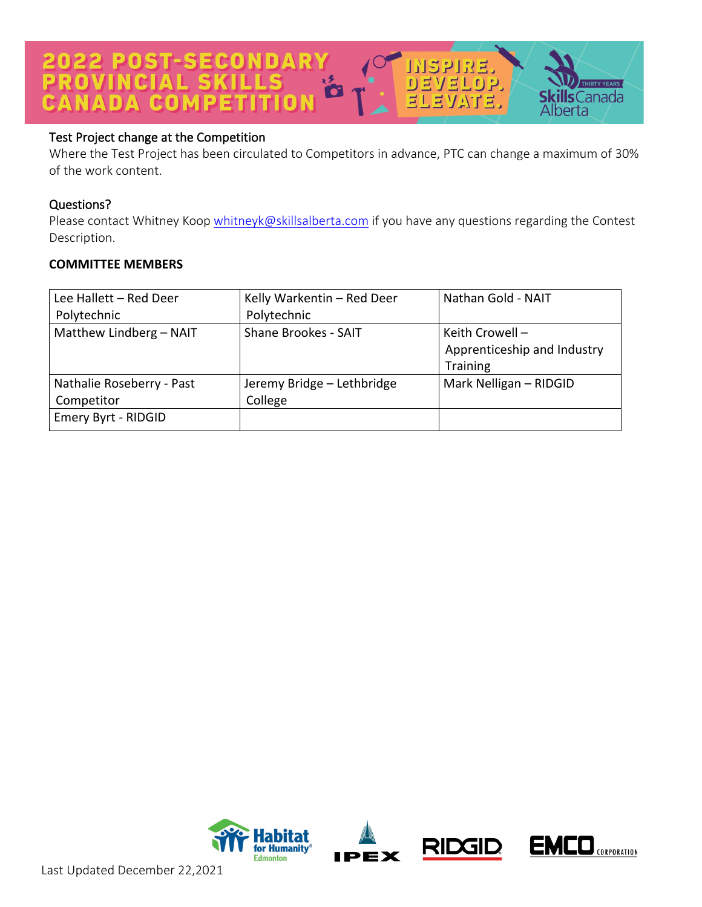### Test Project change at the Competition

Where the Test Project has been circulated to Competitors in advance, PTC can change a maximum of 30% of the work content.

### Questions?

Please contact Whitney Koop whitneyk@skillsalberta.com if you have any questions regarding the Contest Description.

**COMMITTEE MEMBERS**

| | | |
|---|---|---|
| Lee Hallett – Red Deer Polytechnic | Kelly Warkentin – Red Deer Polytechnic | Nathan Gold - NAIT |
| Matthew Lindberg – NAIT | Shane Brookes - SAIT | Keith Crowell – Apprenticeship and Industry Training |
| Nathalie Roseberry - Past Competitor | Jeremy Bridge – Lethbridge College | Mark Nelligan – RIDGID |
| Emery Byrt - RIDGID | | |

Last Updated December 22,2021